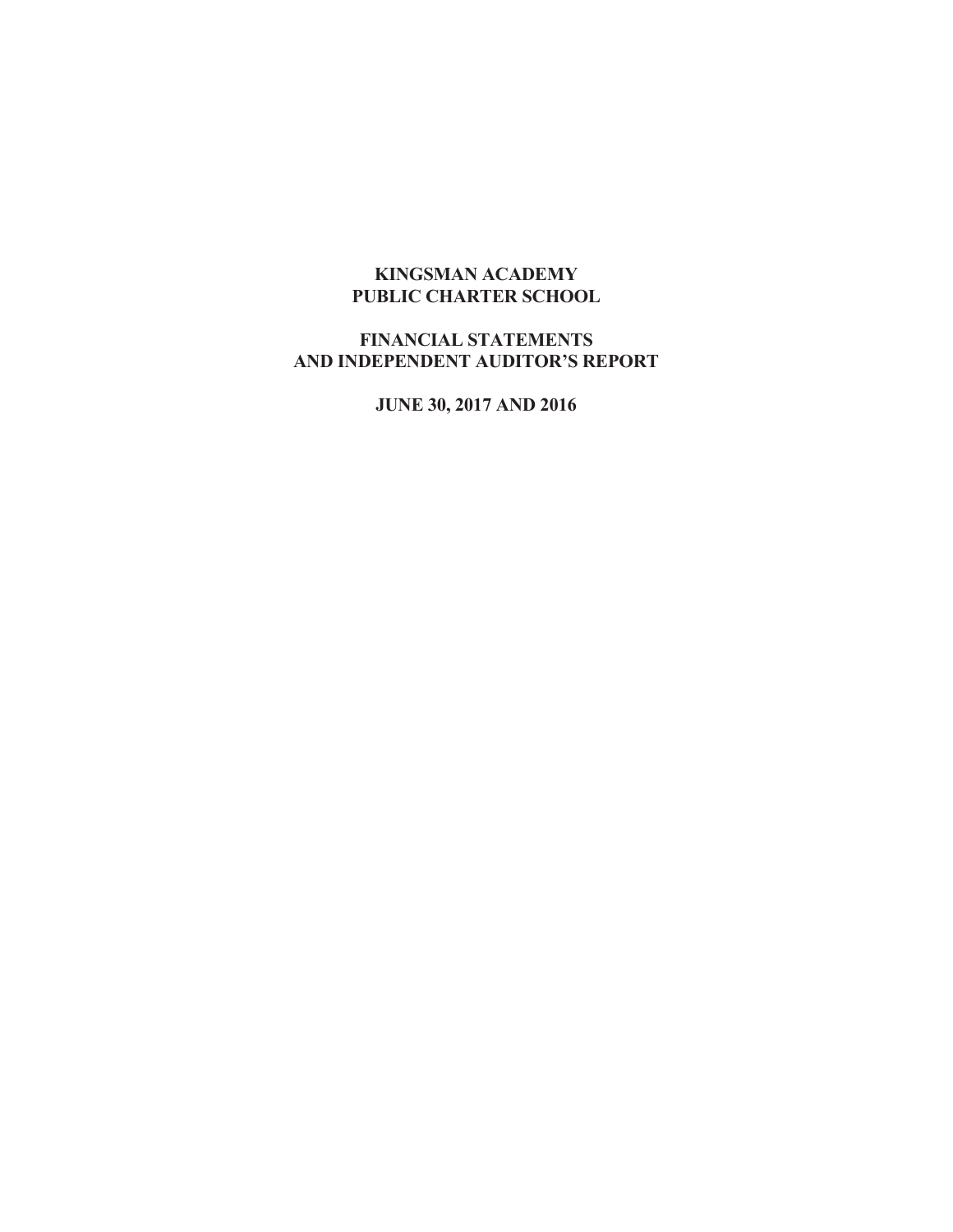# KINGSMAN ACADEMY
# PUBLIC CHARTER SCHOOL

## FINANCIAL STATEMENTS
## AND INDEPENDENT AUDITOR'S REPORT

### JUNE 30, 2017 AND 2016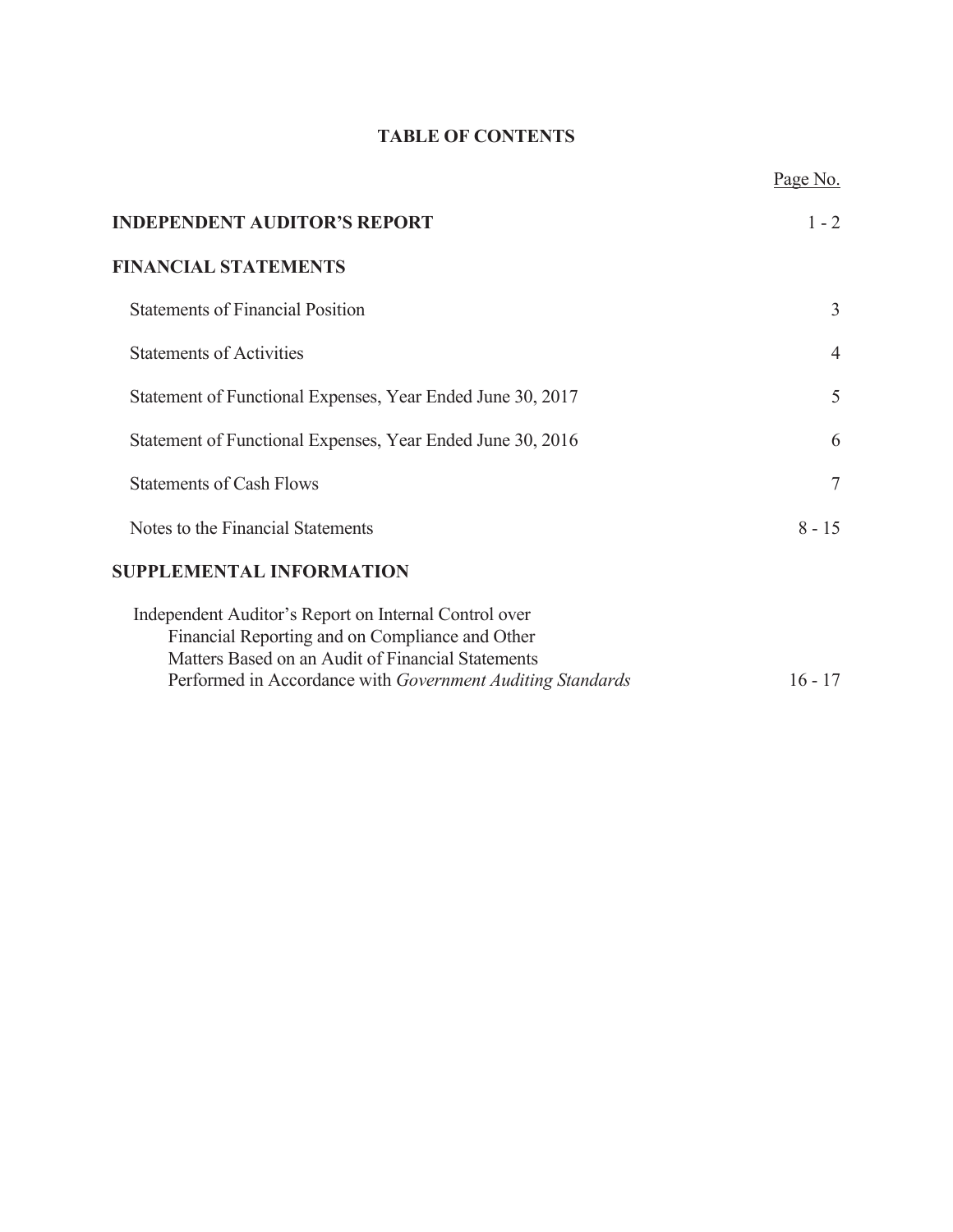# TABLE OF CONTENTS

| | Page No. |
|---|---|
| **INDEPENDENT AUDITOR'S REPORT** | 1 - 2 |
| **FINANCIAL STATEMENTS** | |
| Statements of Financial Position | 3 |
| Statements of Activities | 4 |
| Statement of Functional Expenses, Year Ended June 30, 2017 | 5 |
| Statement of Functional Expenses, Year Ended June 30, 2016 | 6 |
| Statements of Cash Flows | 7 |
| Notes to the Financial Statements | 8 - 15 |
| **SUPPLEMENTAL INFORMATION** | |
| Independent Auditor's Report on Internal Control over Financial Reporting and on Compliance and Other Matters Based on an Audit of Financial Statements Performed in Accordance with *Government Auditing Standards* | 16 - 17 |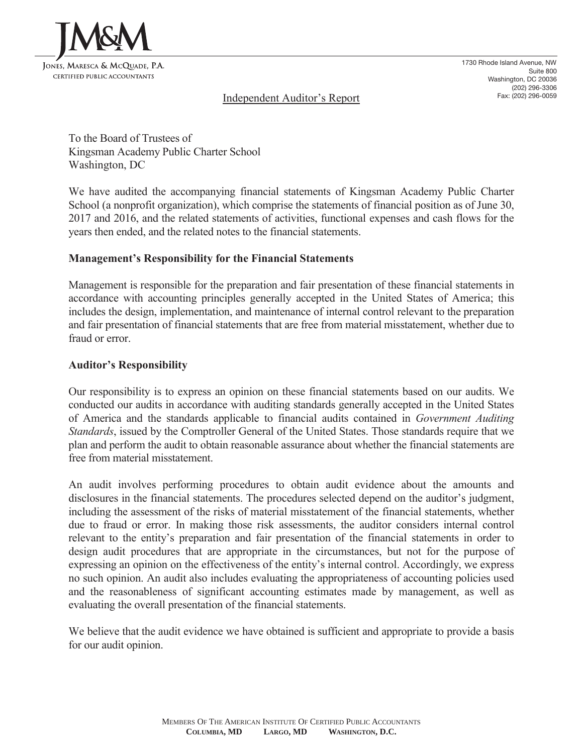JM&M

Jones, Maresca & McQuade, P.A.
CERTIFIED PUBLIC ACCOUNTANTS

1730 Rhode Island Avenue, NW
Suite 800
Washington, DC 20036
(202) 296-3306
Fax: (202) 296-0059

## Independent Auditor's Report

To the Board of Trustees of
Kingsman Academy Public Charter School
Washington, DC

We have audited the accompanying financial statements of Kingsman Academy Public Charter School (a nonprofit organization), which comprise the statements of financial position as of June 30, 2017 and 2016, and the related statements of activities, functional expenses and cash flows for the years then ended, and the related notes to the financial statements.

### Management's Responsibility for the Financial Statements

Management is responsible for the preparation and fair presentation of these financial statements in accordance with accounting principles generally accepted in the United States of America; this includes the design, implementation, and maintenance of internal control relevant to the preparation and fair presentation of financial statements that are free from material misstatement, whether due to fraud or error.

### Auditor's Responsibility

Our responsibility is to express an opinion on these financial statements based on our audits. We conducted our audits in accordance with auditing standards generally accepted in the United States of America and the standards applicable to financial audits contained in *Government Auditing Standards*, issued by the Comptroller General of the United States. Those standards require that we plan and perform the audit to obtain reasonable assurance about whether the financial statements are free from material misstatement.

An audit involves performing procedures to obtain audit evidence about the amounts and disclosures in the financial statements. The procedures selected depend on the auditor's judgment, including the assessment of the risks of material misstatement of the financial statements, whether due to fraud or error. In making those risk assessments, the auditor considers internal control relevant to the entity's preparation and fair presentation of the financial statements in order to design audit procedures that are appropriate in the circumstances, but not for the purpose of expressing an opinion on the effectiveness of the entity's internal control. Accordingly, we express no such opinion. An audit also includes evaluating the appropriateness of accounting policies used and the reasonableness of significant accounting estimates made by management, as well as evaluating the overall presentation of the financial statements.

We believe that the audit evidence we have obtained is sufficient and appropriate to provide a basis for our audit opinion.

Members Of The American Institute Of Certified Public Accountants
**Columbia, MD    Largo, MD    Washington, D.C.**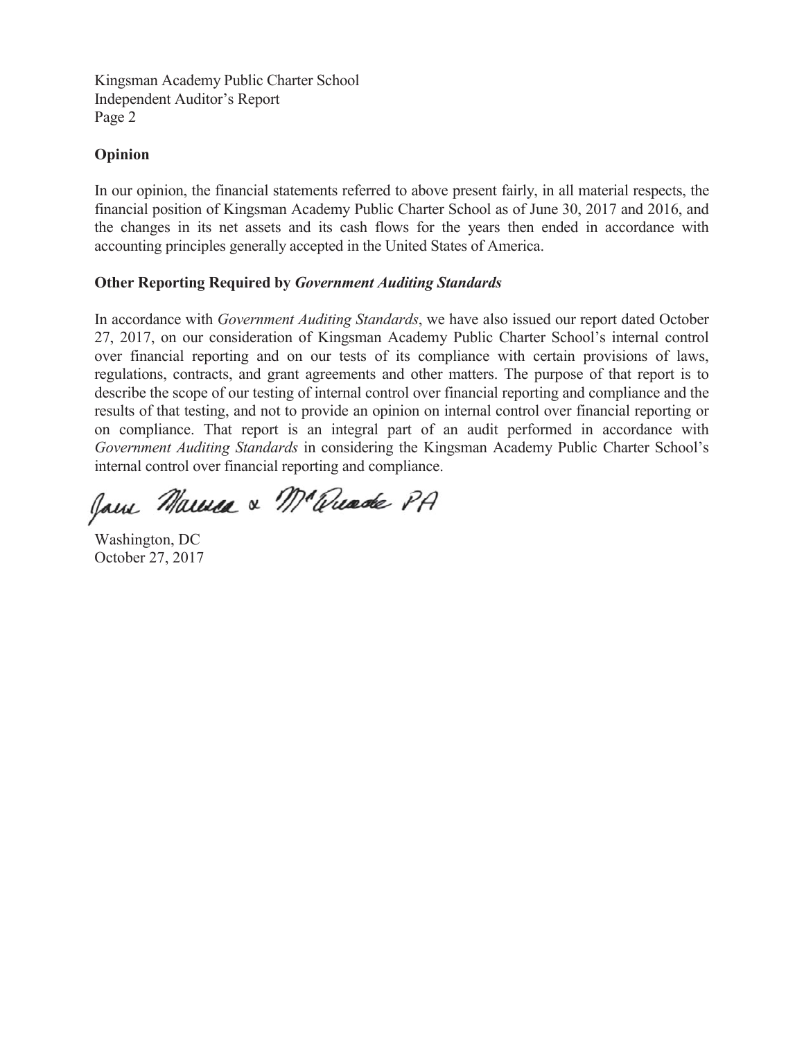## Opinion

In our opinion, the financial statements referred to above present fairly, in all material respects, the financial position of Kingsman Academy Public Charter School as of June 30, 2017 and 2016, and the changes in its net assets and its cash flows for the years then ended in accordance with accounting principles generally accepted in the United States of America.

## Other Reporting Required by *Government Auditing Standards*

In accordance with *Government Auditing Standards*, we have also issued our report dated October 27, 2017, on our consideration of Kingsman Academy Public Charter School's internal control over financial reporting and on our tests of its compliance with certain provisions of laws, regulations, contracts, and grant agreements and other matters. The purpose of that report is to describe the scope of our testing of internal control over financial reporting and compliance and the results of that testing, and not to provide an opinion on internal control over financial reporting or on compliance. That report is an integral part of an audit performed in accordance with *Government Auditing Standards* in considering the Kingsman Academy Public Charter School's internal control over financial reporting and compliance.

Jaew Marcca & McQuade PA

Washington, DC
October 27, 2017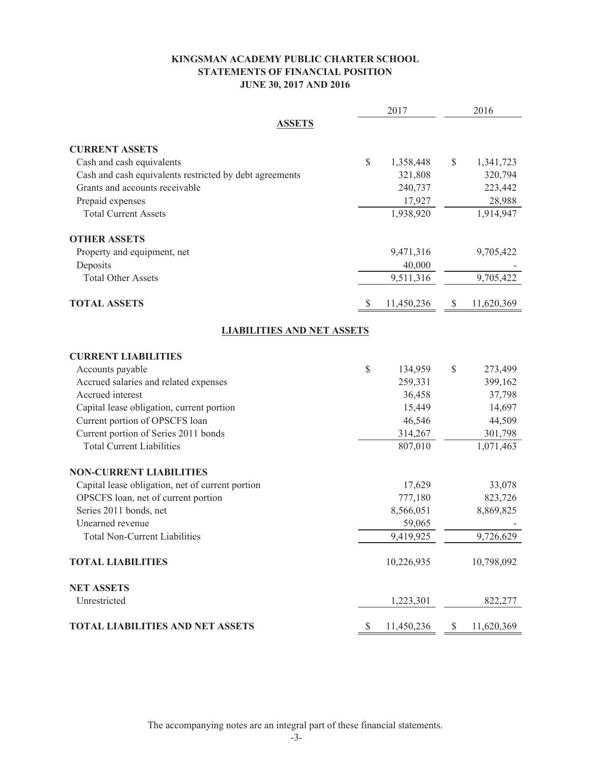# KINGSMAN ACADEMY PUBLIC CHARTER SCHOOL
## STATEMENTS OF FINANCIAL POSITION
### JUNE 30, 2017 AND 2016

| | 2017 | 2016 |
|---|---|---|
| **ASSETS** | | |
| **CURRENT ASSETS** | | |
| Cash and cash equivalents | $ 1,358,448 | $ 1,341,723 |
| Cash and cash equivalents restricted by debt agreements | 321,808 | 320,794 |
| Grants and accounts receivable | 240,737 | 223,442 |
| Prepaid expenses | 17,927 | 28,988 |
| Total Current Assets | 1,938,920 | 1,914,947 |
| **OTHER ASSETS** | | |
| Property and equipment, net | 9,471,316 | 9,705,422 |
| Deposits | 40,000 | - |
| Total Other Assets | 9,511,316 | 9,705,422 |
| **TOTAL ASSETS** | $ 11,450,236 | $ 11,620,369 |
| **LIABILITIES AND NET ASSETS** | | |
| **CURRENT LIABILITIES** | | |
| Accounts payable | $ 134,959 | $ 273,499 |
| Accrued salaries and related expenses | 259,331 | 399,162 |
| Accrued interest | 36,458 | 37,798 |
| Capital lease obligation, current portion | 15,449 | 14,697 |
| Current portion of OPSCFS loan | 46,546 | 44,509 |
| Current portion of Series 2011 bonds | 314,267 | 301,798 |
| Total Current Liabilities | 807,010 | 1,071,463 |
| **NON-CURRENT LIABILITIES** | | |
| Capital lease obligation, net of current portion | 17,629 | 33,078 |
| OPSCFS loan, net of current portion | 777,180 | 823,726 |
| Series 2011 bonds, net | 8,566,051 | 8,869,825 |
| Unearned revenue | 59,065 | - |
| Total Non-Current Liabilities | 9,419,925 | 9,726,629 |
| **TOTAL LIABILITIES** | 10,226,935 | 10,798,092 |
| **NET ASSETS** | | |
| Unrestricted | 1,223,301 | 822,277 |
| **TOTAL LIABILITIES AND NET ASSETS** | $ 11,450,236 | $ 11,620,369 |

The accompanying notes are an integral part of these financial statements.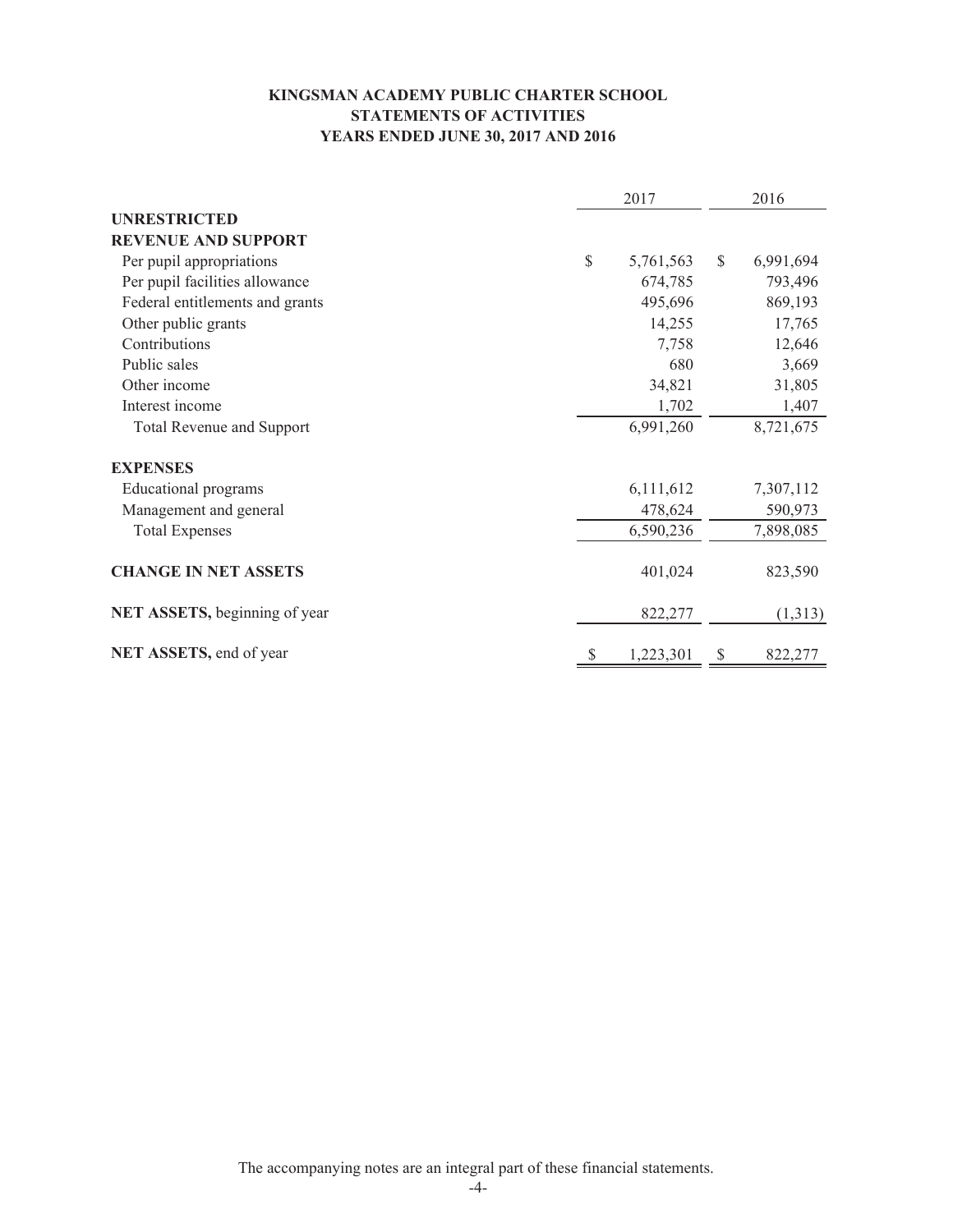# KINGSMAN ACADEMY PUBLIC CHARTER SCHOOL
## STATEMENTS OF ACTIVITIES
### YEARS ENDED JUNE 30, 2017 AND 2016

| | 2017 | 2016 |
|---|---|---|
| **UNRESTRICTED** | | |
| **REVENUE AND SUPPORT** | | |
| Per pupil appropriations | $ 5,761,563 | $ 6,991,694 |
| Per pupil facilities allowance | 674,785 | 793,496 |
| Federal entitlements and grants | 495,696 | 869,193 |
| Other public grants | 14,255 | 17,765 |
| Contributions | 7,758 | 12,646 |
| Public sales | 680 | 3,669 |
| Other income | 34,821 | 31,805 |
| Interest income | 1,702 | 1,407 |
| Total Revenue and Support | 6,991,260 | 8,721,675 |
| **EXPENSES** | | |
| Educational programs | 6,111,612 | 7,307,112 |
| Management and general | 478,624 | 590,973 |
| Total Expenses | 6,590,236 | 7,898,085 |
| **CHANGE IN NET ASSETS** | 401,024 | 823,590 |
| **NET ASSETS,** beginning of year | 822,277 | (1,313) |
| **NET ASSETS,** end of year | $ 1,223,301 | $ 822,277 |

The accompanying notes are an integral part of these financial statements.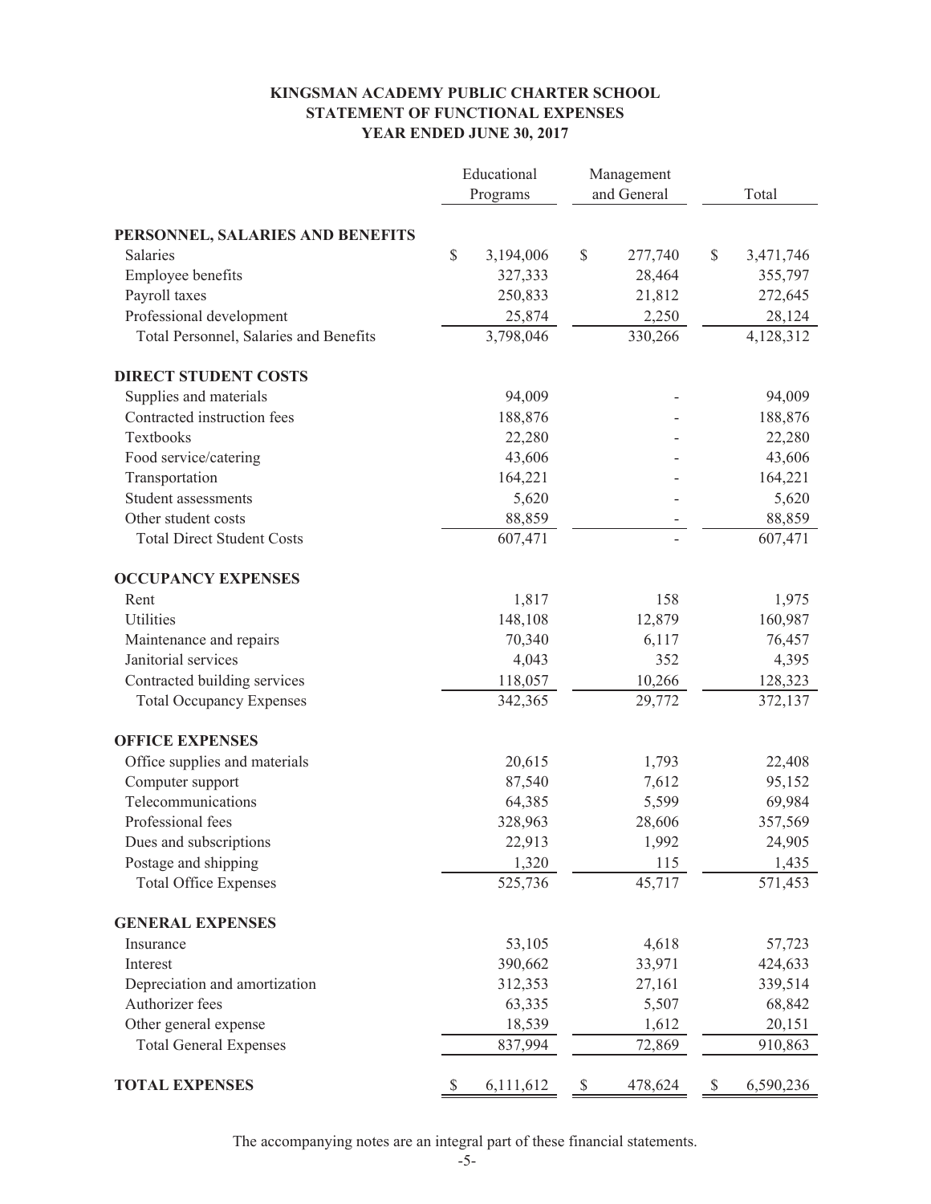# KINGSMAN ACADEMY PUBLIC CHARTER SCHOOL
## STATEMENT OF FUNCTIONAL EXPENSES
### YEAR ENDED JUNE 30, 2017

| | Educational Programs | Management and General | Total |
|---|---|---|---|
| **PERSONNEL, SALARIES AND BENEFITS** | | | |
| Salaries | $ 3,194,006 | $ 277,740 | $ 3,471,746 |
| Employee benefits | 327,333 | 28,464 | 355,797 |
| Payroll taxes | 250,833 | 21,812 | 272,645 |
| Professional development | 25,874 | 2,250 | 28,124 |
| Total Personnel, Salaries and Benefits | 3,798,046 | 330,266 | 4,128,312 |
| **DIRECT STUDENT COSTS** | | | |
| Supplies and materials | 94,009 | - | 94,009 |
| Contracted instruction fees | 188,876 | - | 188,876 |
| Textbooks | 22,280 | - | 22,280 |
| Food service/catering | 43,606 | - | 43,606 |
| Transportation | 164,221 | - | 164,221 |
| Student assessments | 5,620 | - | 5,620 |
| Other student costs | 88,859 | - | 88,859 |
| Total Direct Student Costs | 607,471 | - | 607,471 |
| **OCCUPANCY EXPENSES** | | | |
| Rent | 1,817 | 158 | 1,975 |
| Utilities | 148,108 | 12,879 | 160,987 |
| Maintenance and repairs | 70,340 | 6,117 | 76,457 |
| Janitorial services | 4,043 | 352 | 4,395 |
| Contracted building services | 118,057 | 10,266 | 128,323 |
| Total Occupancy Expenses | 342,365 | 29,772 | 372,137 |
| **OFFICE EXPENSES** | | | |
| Office supplies and materials | 20,615 | 1,793 | 22,408 |
| Computer support | 87,540 | 7,612 | 95,152 |
| Telecommunications | 64,385 | 5,599 | 69,984 |
| Professional fees | 328,963 | 28,606 | 357,569 |
| Dues and subscriptions | 22,913 | 1,992 | 24,905 |
| Postage and shipping | 1,320 | 115 | 1,435 |
| Total Office Expenses | 525,736 | 45,717 | 571,453 |
| **GENERAL EXPENSES** | | | |
| Insurance | 53,105 | 4,618 | 57,723 |
| Interest | 390,662 | 33,971 | 424,633 |
| Depreciation and amortization | 312,353 | 27,161 | 339,514 |
| Authorizer fees | 63,335 | 5,507 | 68,842 |
| Other general expense | 18,539 | 1,612 | 20,151 |
| Total General Expenses | 837,994 | 72,869 | 910,863 |
| **TOTAL EXPENSES** | $ 6,111,612 | $ 478,624 | $ 6,590,236 |

The accompanying notes are an integral part of these financial statements.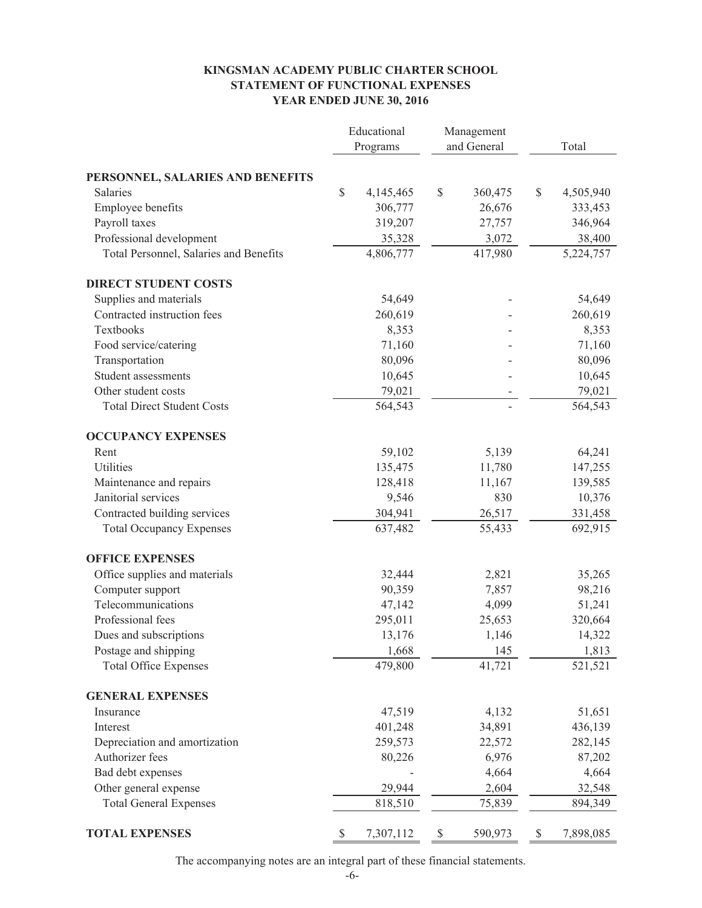**KINGSMAN ACADEMY PUBLIC CHARTER SCHOOL**
**STATEMENT OF FUNCTIONAL EXPENSES**
**YEAR ENDED JUNE 30, 2016**

| | Educational Programs | Management and General | Total |
|---|---|---|---|
| **PERSONNEL, SALARIES AND BENEFITS** | | | |
| Salaries | $ 4,145,465 | $ 360,475 | $ 4,505,940 |
| Employee benefits | 306,777 | 26,676 | 333,453 |
| Payroll taxes | 319,207 | 27,757 | 346,964 |
| Professional development | 35,328 | 3,072 | 38,400 |
| Total Personnel, Salaries and Benefits | 4,806,777 | 417,980 | 5,224,757 |
| **DIRECT STUDENT COSTS** | | | |
| Supplies and materials | 54,649 | - | 54,649 |
| Contracted instruction fees | 260,619 | - | 260,619 |
| Textbooks | 8,353 | - | 8,353 |
| Food service/catering | 71,160 | - | 71,160 |
| Transportation | 80,096 | - | 80,096 |
| Student assessments | 10,645 | - | 10,645 |
| Other student costs | 79,021 | - | 79,021 |
| Total Direct Student Costs | 564,543 | - | 564,543 |
| **OCCUPANCY EXPENSES** | | | |
| Rent | 59,102 | 5,139 | 64,241 |
| Utilities | 135,475 | 11,780 | 147,255 |
| Maintenance and repairs | 128,418 | 11,167 | 139,585 |
| Janitorial services | 9,546 | 830 | 10,376 |
| Contracted building services | 304,941 | 26,517 | 331,458 |
| Total Occupancy Expenses | 637,482 | 55,433 | 692,915 |
| **OFFICE EXPENSES** | | | |
| Office supplies and materials | 32,444 | 2,821 | 35,265 |
| Computer support | 90,359 | 7,857 | 98,216 |
| Telecommunications | 47,142 | 4,099 | 51,241 |
| Professional fees | 295,011 | 25,653 | 320,664 |
| Dues and subscriptions | 13,176 | 1,146 | 14,322 |
| Postage and shipping | 1,668 | 145 | 1,813 |
| Total Office Expenses | 479,800 | 41,721 | 521,521 |
| **GENERAL EXPENSES** | | | |
| Insurance | 47,519 | 4,132 | 51,651 |
| Interest | 401,248 | 34,891 | 436,139 |
| Depreciation and amortization | 259,573 | 22,572 | 282,145 |
| Authorizer fees | 80,226 | 6,976 | 87,202 |
| Bad debt expenses | - | 4,664 | 4,664 |
| Other general expense | 29,944 | 2,604 | 32,548 |
| Total General Expenses | 818,510 | 75,839 | 894,349 |
| **TOTAL EXPENSES** | $ 7,307,112 | $ 590,973 | $ 7,898,085 |

The accompanying notes are an integral part of these financial statements.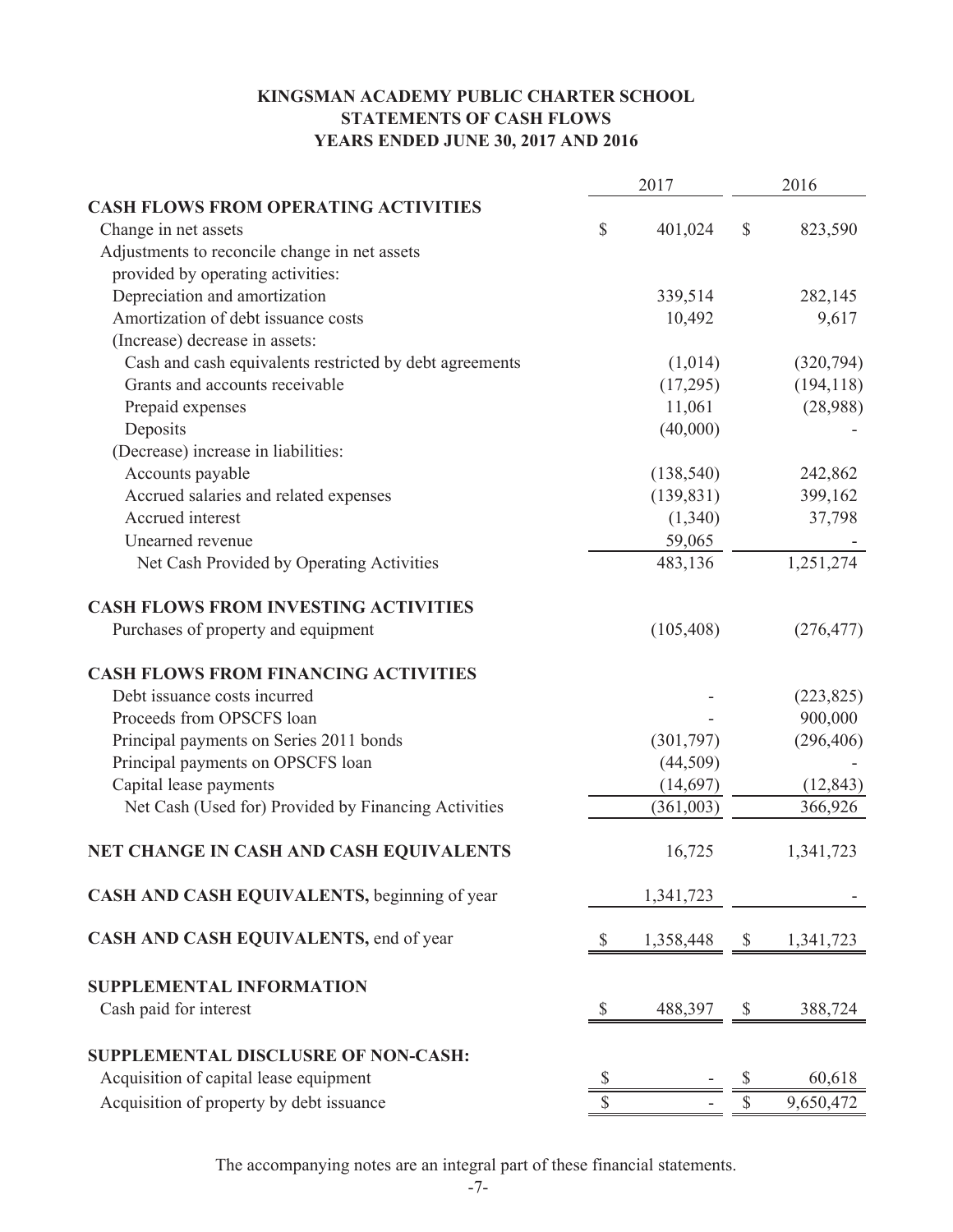# KINGSMAN ACADEMY PUBLIC CHARTER SCHOOL
## STATEMENTS OF CASH FLOWS
### YEARS ENDED JUNE 30, 2017 AND 2016

| | 2017 | 2016 |
|---|---|---|
| **CASH FLOWS FROM OPERATING ACTIVITIES** | | |
| Change in net assets | $ 401,024 | $ 823,590 |
| Adjustments to reconcile change in net assets provided by operating activities: | | |
| Depreciation and amortization | 339,514 | 282,145 |
| Amortization of debt issuance costs | 10,492 | 9,617 |
| (Increase) decrease in assets: | | |
| Cash and cash equivalents restricted by debt agreements | (1,014) | (320,794) |
| Grants and accounts receivable | (17,295) | (194,118) |
| Prepaid expenses | 11,061 | (28,988) |
| Deposits | (40,000) | - |
| (Decrease) increase in liabilities: | | |
| Accounts payable | (138,540) | 242,862 |
| Accrued salaries and related expenses | (139,831) | 399,162 |
| Accrued interest | (1,340) | 37,798 |
| Unearned revenue | 59,065 | - |
| Net Cash Provided by Operating Activities | 483,136 | 1,251,274 |
| **CASH FLOWS FROM INVESTING ACTIVITIES** | | |
| Purchases of property and equipment | (105,408) | (276,477) |
| **CASH FLOWS FROM FINANCING ACTIVITIES** | | |
| Debt issuance costs incurred | - | (223,825) |
| Proceeds from OPSCFS loan | - | 900,000 |
| Principal payments on Series 2011 bonds | (301,797) | (296,406) |
| Principal payments on OPSCFS loan | (44,509) | - |
| Capital lease payments | (14,697) | (12,843) |
| Net Cash (Used for) Provided by Financing Activities | (361,003) | 366,926 |
| **NET CHANGE IN CASH AND CASH EQUIVALENTS** | 16,725 | 1,341,723 |
| **CASH AND CASH EQUIVALENTS,** beginning of year | 1,341,723 | - |
| **CASH AND CASH EQUIVALENTS,** end of year | $ 1,358,448 | $ 1,341,723 |
| **SUPPLEMENTAL INFORMATION** | | |
| Cash paid for interest | $ 488,397 | $ 388,724 |
| **SUPPLEMENTAL DISCLUSRE OF NON-CASH:** | | |
| Acquisition of capital lease equipment | $ - | $ 60,618 |
| Acquisition of property by debt issuance | $ - | $ 9,650,472 |

The accompanying notes are an integral part of these financial statements.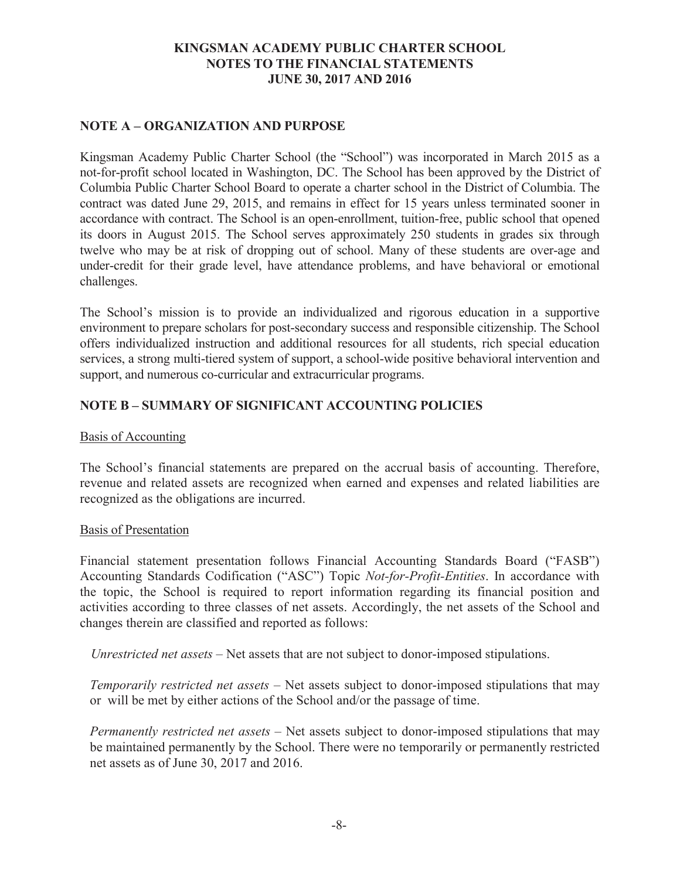# KINGSMAN ACADEMY PUBLIC CHARTER SCHOOL
# NOTES TO THE FINANCIAL STATEMENTS
# JUNE 30, 2017 AND 2016

## NOTE A – ORGANIZATION AND PURPOSE

Kingsman Academy Public Charter School (the "School") was incorporated in March 2015 as a not-for-profit school located in Washington, DC. The School has been approved by the District of Columbia Public Charter School Board to operate a charter school in the District of Columbia. The contract was dated June 29, 2015, and remains in effect for 15 years unless terminated sooner in accordance with contract. The School is an open-enrollment, tuition-free, public school that opened its doors in August 2015. The School serves approximately 250 students in grades six through twelve who may be at risk of dropping out of school. Many of these students are over-age and under-credit for their grade level, have attendance problems, and have behavioral or emotional challenges.

The School's mission is to provide an individualized and rigorous education in a supportive environment to prepare scholars for post-secondary success and responsible citizenship. The School offers individualized instruction and additional resources for all students, rich special education services, a strong multi-tiered system of support, a school-wide positive behavioral intervention and support, and numerous co-curricular and extracurricular programs.

## NOTE B – SUMMARY OF SIGNIFICANT ACCOUNTING POLICIES

### Basis of Accounting

The School's financial statements are prepared on the accrual basis of accounting. Therefore, revenue and related assets are recognized when earned and expenses and related liabilities are recognized as the obligations are incurred.

### Basis of Presentation

Financial statement presentation follows Financial Accounting Standards Board ("FASB") Accounting Standards Codification ("ASC") Topic *Not-for-Profit-Entities*. In accordance with the topic, the School is required to report information regarding its financial position and activities according to three classes of net assets. Accordingly, the net assets of the School and changes therein are classified and reported as follows:

*Unrestricted net assets* – Net assets that are not subject to donor-imposed stipulations.

*Temporarily restricted net assets* – Net assets subject to donor-imposed stipulations that may or will be met by either actions of the School and/or the passage of time.

*Permanently restricted net assets* – Net assets subject to donor-imposed stipulations that may be maintained permanently by the School. There were no temporarily or permanently restricted net assets as of June 30, 2017 and 2016.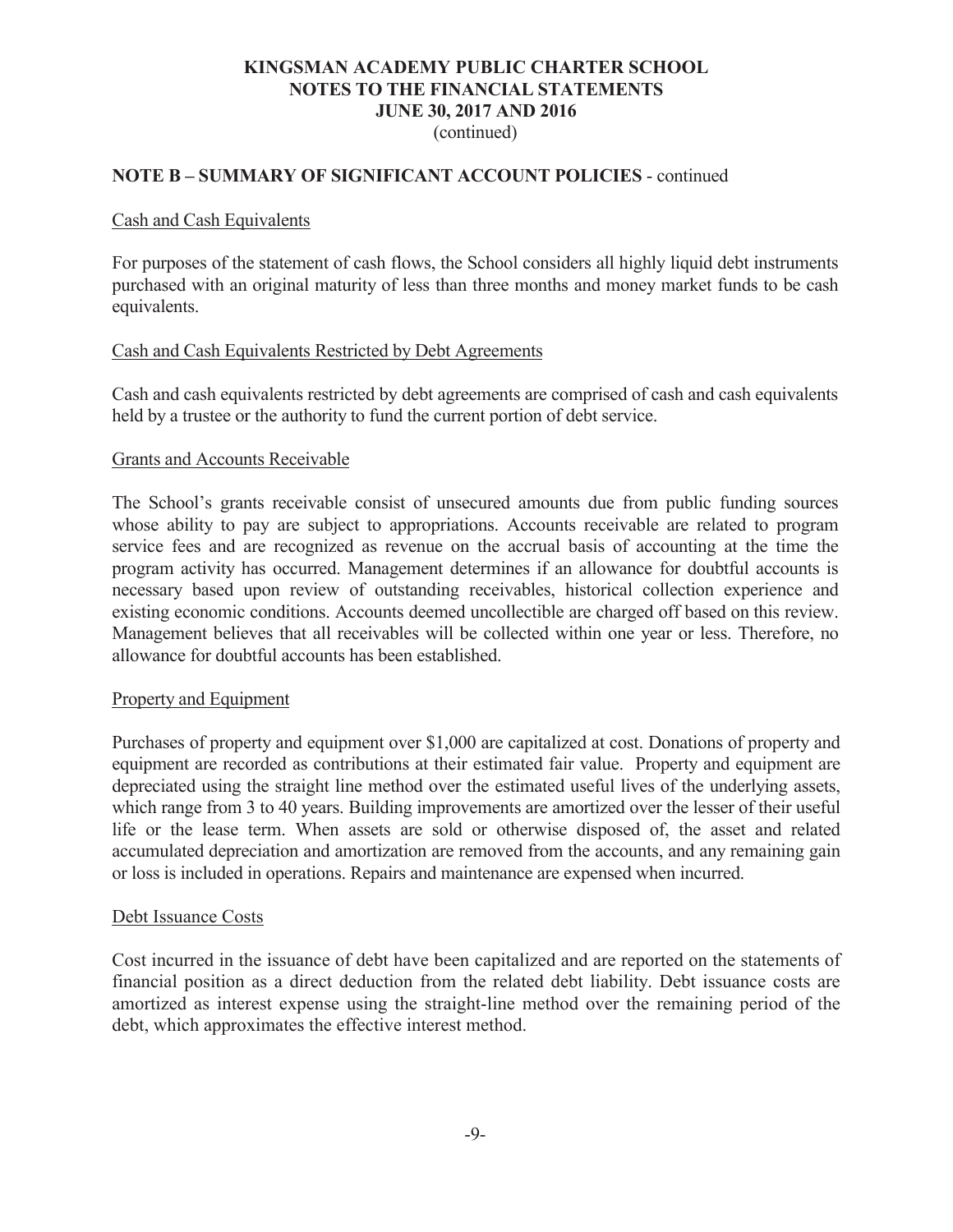## NOTE B – SUMMARY OF SIGNIFICANT ACCOUNT POLICIES - continued

### Cash and Cash Equivalents

For purposes of the statement of cash flows, the School considers all highly liquid debt instruments purchased with an original maturity of less than three months and money market funds to be cash equivalents.

### Cash and Cash Equivalents Restricted by Debt Agreements

Cash and cash equivalents restricted by debt agreements are comprised of cash and cash equivalents held by a trustee or the authority to fund the current portion of debt service.

### Grants and Accounts Receivable

The School's grants receivable consist of unsecured amounts due from public funding sources whose ability to pay are subject to appropriations. Accounts receivable are related to program service fees and are recognized as revenue on the accrual basis of accounting at the time the program activity has occurred. Management determines if an allowance for doubtful accounts is necessary based upon review of outstanding receivables, historical collection experience and existing economic conditions. Accounts deemed uncollectible are charged off based on this review. Management believes that all receivables will be collected within one year or less. Therefore, no allowance for doubtful accounts has been established.

### Property and Equipment

Purchases of property and equipment over $1,000 are capitalized at cost. Donations of property and equipment are recorded as contributions at their estimated fair value. Property and equipment are depreciated using the straight line method over the estimated useful lives of the underlying assets, which range from 3 to 40 years. Building improvements are amortized over the lesser of their useful life or the lease term. When assets are sold or otherwise disposed of, the asset and related accumulated depreciation and amortization are removed from the accounts, and any remaining gain or loss is included in operations. Repairs and maintenance are expensed when incurred.

### Debt Issuance Costs

Cost incurred in the issuance of debt have been capitalized and are reported on the statements of financial position as a direct deduction from the related debt liability. Debt issuance costs are amortized as interest expense using the straight-line method over the remaining period of the debt, which approximates the effective interest method.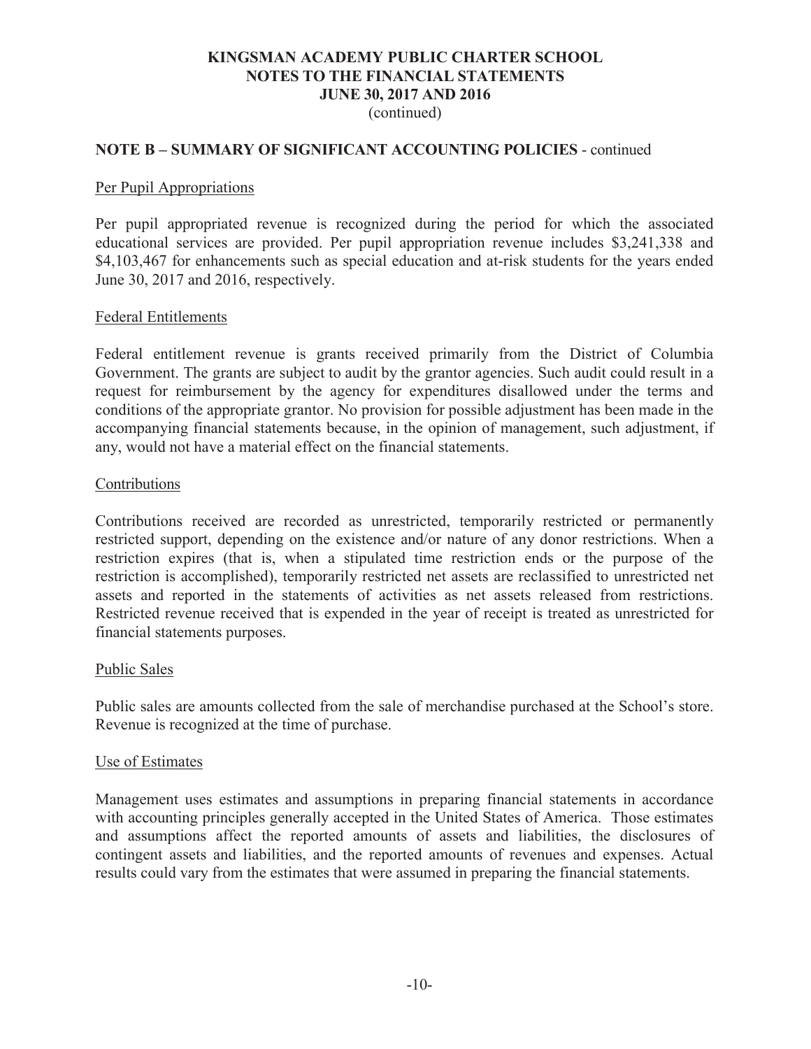**KINGSMAN ACADEMY PUBLIC CHARTER SCHOOL**
**NOTES TO THE FINANCIAL STATEMENTS**
**JUNE 30, 2017 AND 2016**
(continued)

## NOTE B – SUMMARY OF SIGNIFICANT ACCOUNTING POLICIES - continued

### Per Pupil Appropriations

Per pupil appropriated revenue is recognized during the period for which the associated educational services are provided. Per pupil appropriation revenue includes $3,241,338 and $4,103,467 for enhancements such as special education and at-risk students for the years ended June 30, 2017 and 2016, respectively.

### Federal Entitlements

Federal entitlement revenue is grants received primarily from the District of Columbia Government. The grants are subject to audit by the grantor agencies. Such audit could result in a request for reimbursement by the agency for expenditures disallowed under the terms and conditions of the appropriate grantor. No provision for possible adjustment has been made in the accompanying financial statements because, in the opinion of management, such adjustment, if any, would not have a material effect on the financial statements.

### Contributions

Contributions received are recorded as unrestricted, temporarily restricted or permanently restricted support, depending on the existence and/or nature of any donor restrictions. When a restriction expires (that is, when a stipulated time restriction ends or the purpose of the restriction is accomplished), temporarily restricted net assets are reclassified to unrestricted net assets and reported in the statements of activities as net assets released from restrictions. Restricted revenue received that is expended in the year of receipt is treated as unrestricted for financial statements purposes.

### Public Sales

Public sales are amounts collected from the sale of merchandise purchased at the School's store. Revenue is recognized at the time of purchase.

### Use of Estimates

Management uses estimates and assumptions in preparing financial statements in accordance with accounting principles generally accepted in the United States of America. Those estimates and assumptions affect the reported amounts of assets and liabilities, the disclosures of contingent assets and liabilities, and the reported amounts of revenues and expenses. Actual results could vary from the estimates that were assumed in preparing the financial statements.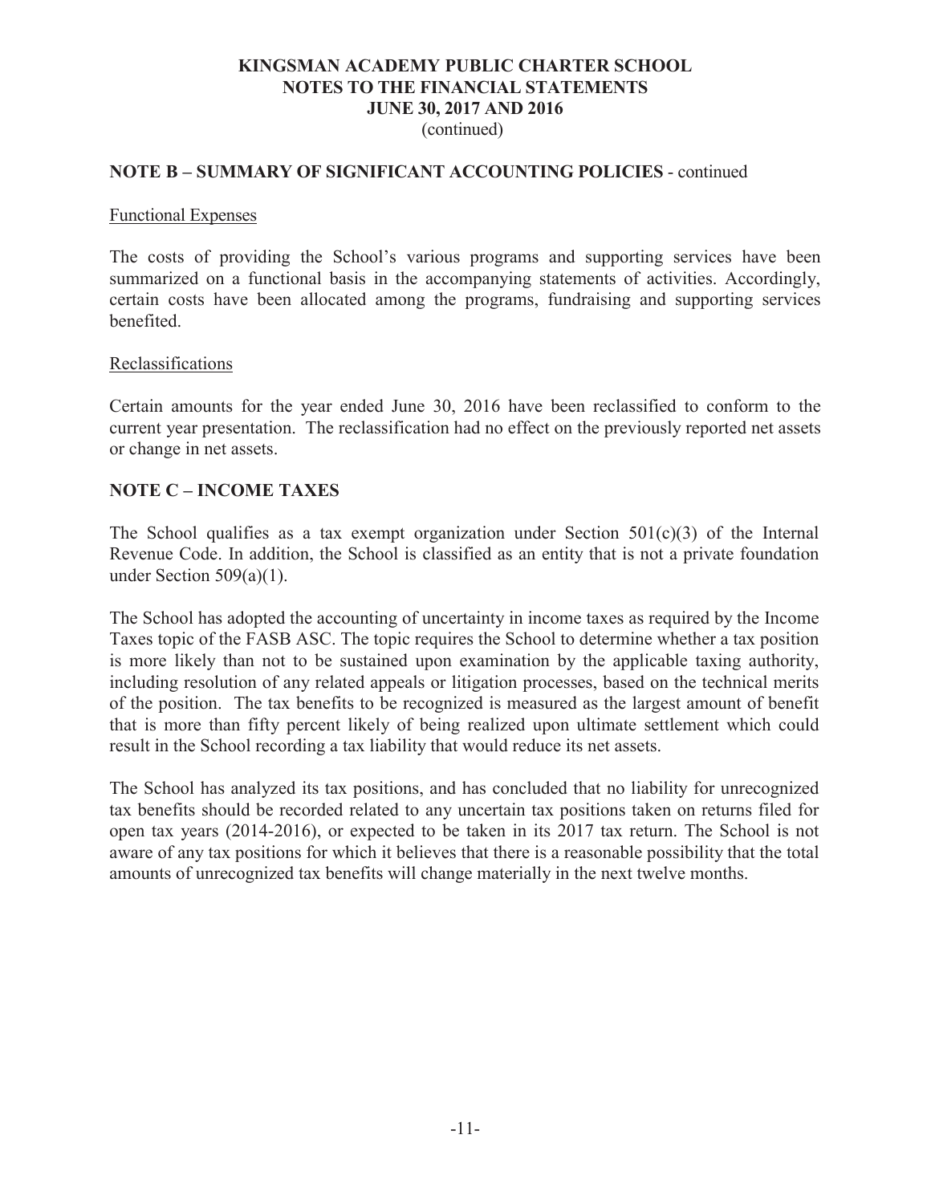## NOTE B – SUMMARY OF SIGNIFICANT ACCOUNTING POLICIES - continued

Functional Expenses

The costs of providing the School's various programs and supporting services have been summarized on a functional basis in the accompanying statements of activities. Accordingly, certain costs have been allocated among the programs, fundraising and supporting services benefited.

Reclassifications

Certain amounts for the year ended June 30, 2016 have been reclassified to conform to the current year presentation. The reclassification had no effect on the previously reported net assets or change in net assets.

## NOTE C – INCOME TAXES

The School qualifies as a tax exempt organization under Section 501(c)(3) of the Internal Revenue Code. In addition, the School is classified as an entity that is not a private foundation under Section 509(a)(1).

The School has adopted the accounting of uncertainty in income taxes as required by the Income Taxes topic of the FASB ASC. The topic requires the School to determine whether a tax position is more likely than not to be sustained upon examination by the applicable taxing authority, including resolution of any related appeals or litigation processes, based on the technical merits of the position. The tax benefits to be recognized is measured as the largest amount of benefit that is more than fifty percent likely of being realized upon ultimate settlement which could result in the School recording a tax liability that would reduce its net assets.

The School has analyzed its tax positions, and has concluded that no liability for unrecognized tax benefits should be recorded related to any uncertain tax positions taken on returns filed for open tax years (2014-2016), or expected to be taken in its 2017 tax return. The School is not aware of any tax positions for which it believes that there is a reasonable possibility that the total amounts of unrecognized tax benefits will change materially in the next twelve months.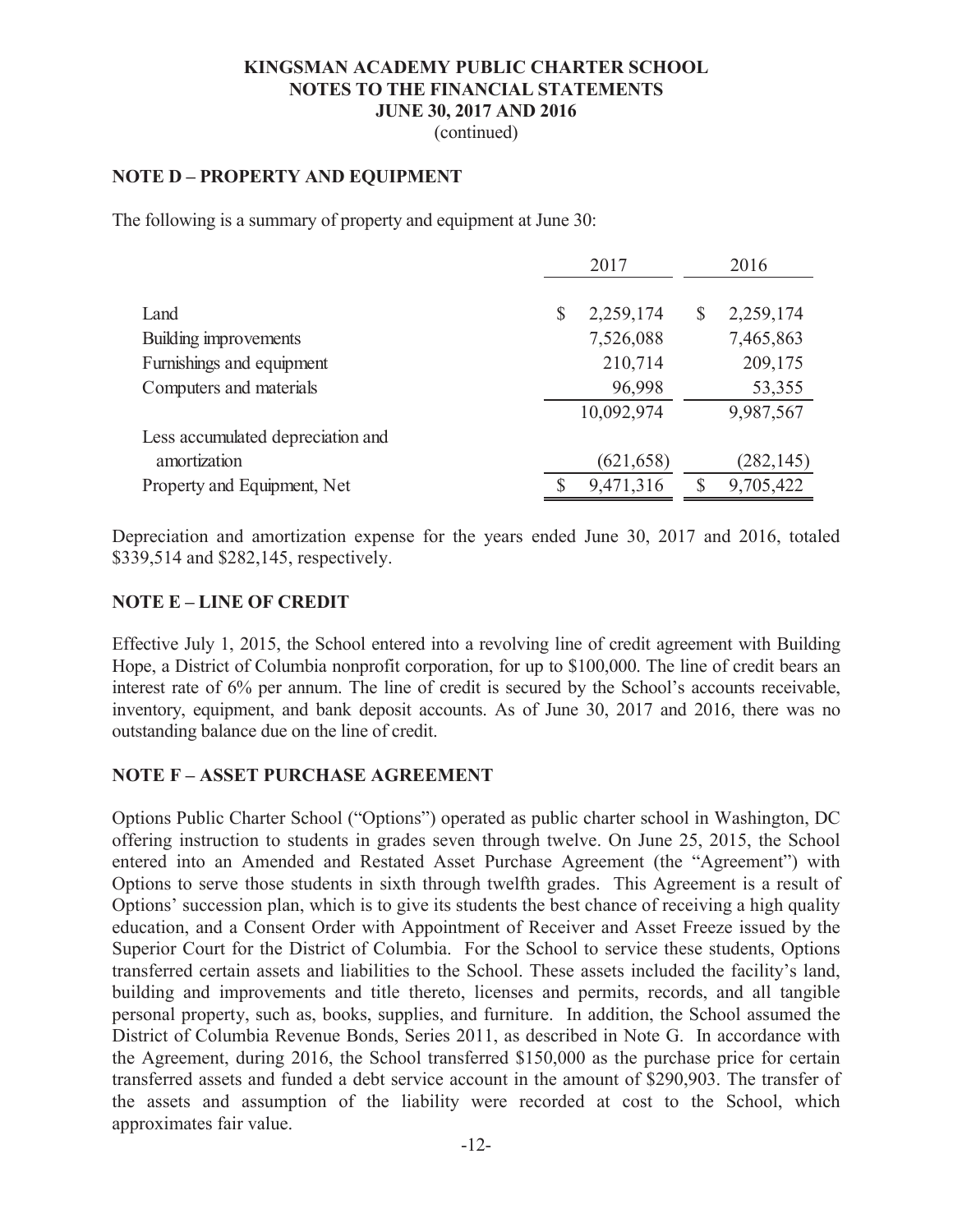**KINGSMAN ACADEMY PUBLIC CHARTER SCHOOL**
**NOTES TO THE FINANCIAL STATEMENTS**
**JUNE 30, 2017 AND 2016**
(continued)

## NOTE D – PROPERTY AND EQUIPMENT

The following is a summary of property and equipment at June 30:

| | 2017 | 2016 |
|---|---|---|
| Land | $ 2,259,174 | $ 2,259,174 |
| Building improvements | 7,526,088 | 7,465,863 |
| Furnishings and equipment | 210,714 | 209,175 |
| Computers and materials | 96,998 | 53,355 |
| | 10,092,974 | 9,987,567 |
| Less accumulated depreciation and amortization | (621,658) | (282,145) |
| Property and Equipment, Net | $ 9,471,316 | $ 9,705,422 |

Depreciation and amortization expense for the years ended June 30, 2017 and 2016, totaled $339,514 and $282,145, respectively.

## NOTE E – LINE OF CREDIT

Effective July 1, 2015, the School entered into a revolving line of credit agreement with Building Hope, a District of Columbia nonprofit corporation, for up to $100,000. The line of credit bears an interest rate of 6% per annum. The line of credit is secured by the School's accounts receivable, inventory, equipment, and bank deposit accounts. As of June 30, 2017 and 2016, there was no outstanding balance due on the line of credit.

## NOTE F – ASSET PURCHASE AGREEMENT

Options Public Charter School ("Options") operated as public charter school in Washington, DC offering instruction to students in grades seven through twelve. On June 25, 2015, the School entered into an Amended and Restated Asset Purchase Agreement (the "Agreement") with Options to serve those students in sixth through twelfth grades. This Agreement is a result of Options' succession plan, which is to give its students the best chance of receiving a high quality education, and a Consent Order with Appointment of Receiver and Asset Freeze issued by the Superior Court for the District of Columbia. For the School to service these students, Options transferred certain assets and liabilities to the School. These assets included the facility's land, building and improvements and title thereto, licenses and permits, records, and all tangible personal property, such as, books, supplies, and furniture. In addition, the School assumed the District of Columbia Revenue Bonds, Series 2011, as described in Note G. In accordance with the Agreement, during 2016, the School transferred $150,000 as the purchase price for certain transferred assets and funded a debt service account in the amount of $290,903. The transfer of the assets and assumption of the liability were recorded at cost to the School, which approximates fair value.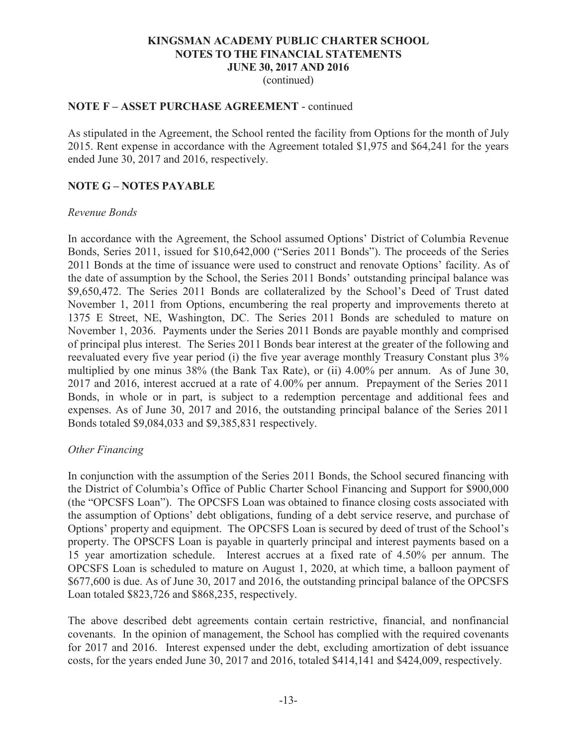**NOTE F – ASSET PURCHASE AGREEMENT** - continued

As stipulated in the Agreement, the School rented the facility from Options for the month of July 2015. Rent expense in accordance with the Agreement totaled $1,975 and $64,241 for the years ended June 30, 2017 and 2016, respectively.

**NOTE G – NOTES PAYABLE**

*Revenue Bonds*

In accordance with the Agreement, the School assumed Options' District of Columbia Revenue Bonds, Series 2011, issued for $10,642,000 ("Series 2011 Bonds"). The proceeds of the Series 2011 Bonds at the time of issuance were used to construct and renovate Options' facility. As of the date of assumption by the School, the Series 2011 Bonds' outstanding principal balance was $9,650,472. The Series 2011 Bonds are collateralized by the School's Deed of Trust dated November 1, 2011 from Options, encumbering the real property and improvements thereto at 1375 E Street, NE, Washington, DC. The Series 2011 Bonds are scheduled to mature on November 1, 2036. Payments under the Series 2011 Bonds are payable monthly and comprised of principal plus interest. The Series 2011 Bonds bear interest at the greater of the following and reevaluated every five year period (i) the five year average monthly Treasury Constant plus 3% multiplied by one minus 38% (the Bank Tax Rate), or (ii) 4.00% per annum. As of June 30, 2017 and 2016, interest accrued at a rate of 4.00% per annum. Prepayment of the Series 2011 Bonds, in whole or in part, is subject to a redemption percentage and additional fees and expenses. As of June 30, 2017 and 2016, the outstanding principal balance of the Series 2011 Bonds totaled $9,084,033 and $9,385,831 respectively.

*Other Financing*

In conjunction with the assumption of the Series 2011 Bonds, the School secured financing with the District of Columbia's Office of Public Charter School Financing and Support for $900,000 (the "OPCSFS Loan"). The OPCSFS Loan was obtained to finance closing costs associated with the assumption of Options' debt obligations, funding of a debt service reserve, and purchase of Options' property and equipment. The OPCSFS Loan is secured by deed of trust of the School's property. The OPSCFS Loan is payable in quarterly principal and interest payments based on a 15 year amortization schedule. Interest accrues at a fixed rate of 4.50% per annum. The OPCSFS Loan is scheduled to mature on August 1, 2020, at which time, a balloon payment of $677,600 is due. As of June 30, 2017 and 2016, the outstanding principal balance of the OPCSFS Loan totaled $823,726 and $868,235, respectively.

The above described debt agreements contain certain restrictive, financial, and nonfinancial covenants. In the opinion of management, the School has complied with the required covenants for 2017 and 2016. Interest expensed under the debt, excluding amortization of debt issuance costs, for the years ended June 30, 2017 and 2016, totaled $414,141 and $424,009, respectively.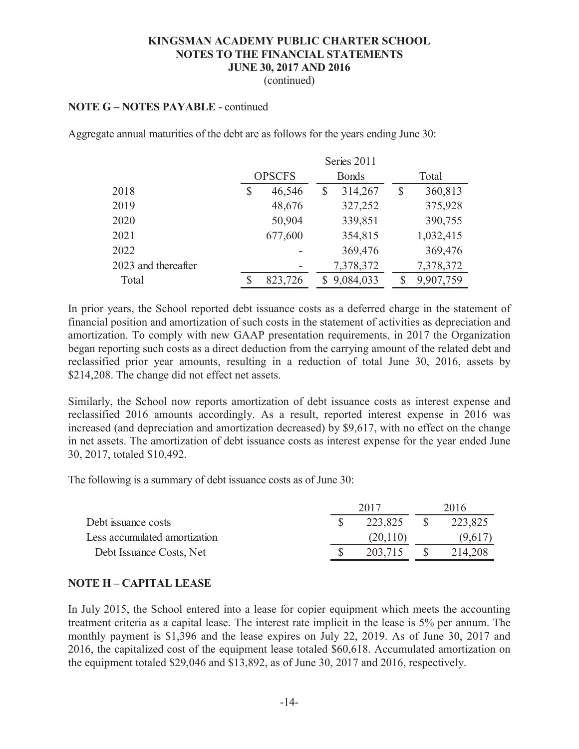**KINGSMAN ACADEMY PUBLIC CHARTER SCHOOL**
**NOTES TO THE FINANCIAL STATEMENTS**
**JUNE 30, 2017 AND 2016**
(continued)

**NOTE G – NOTES PAYABLE** - continued

Aggregate annual maturities of the debt are as follows for the years ending June 30:

| | OPSCFS | Series 2011 Bonds | Total |
|---|---|---|---|
| 2018 | $ 46,546 | $ 314,267 | $ 360,813 |
| 2019 | 48,676 | 327,252 | 375,928 |
| 2020 | 50,904 | 339,851 | 390,755 |
| 2021 | 677,600 | 354,815 | 1,032,415 |
| 2022 | - | 369,476 | 369,476 |
| 2023 and thereafter | - | 7,378,372 | 7,378,372 |
| Total | $ 823,726 | $ 9,084,033 | $ 9,907,759 |

In prior years, the School reported debt issuance costs as a deferred charge in the statement of financial position and amortization of such costs in the statement of activities as depreciation and amortization. To comply with new GAAP presentation requirements, in 2017 the Organization began reporting such costs as a direct deduction from the carrying amount of the related debt and reclassified prior year amounts, resulting in a reduction of total June 30, 2016, assets by $214,208. The change did not effect net assets.

Similarly, the School now reports amortization of debt issuance costs as interest expense and reclassified 2016 amounts accordingly. As a result, reported interest expense in 2016 was increased (and depreciation and amortization decreased) by $9,617, with no effect on the change in net assets. The amortization of debt issuance costs as interest expense for the year ended June 30, 2017, totaled $10,492.

The following is a summary of debt issuance costs as of June 30:

| | 2017 | 2016 |
|---|---|---|
| Debt issuance costs | $ 223,825 | $ 223,825 |
| Less accumulated amortization | (20,110) | (9,617) |
| Debt Issuance Costs, Net | $ 203,715 | $ 214,208 |

**NOTE H – CAPITAL LEASE**

In July 2015, the School entered into a lease for copier equipment which meets the accounting treatment criteria as a capital lease. The interest rate implicit in the lease is 5% per annum. The monthly payment is $1,396 and the lease expires on July 22, 2019. As of June 30, 2017 and 2016, the capitalized cost of the equipment lease totaled $60,618. Accumulated amortization on the equipment totaled $29,046 and $13,892, as of June 30, 2017 and 2016, respectively.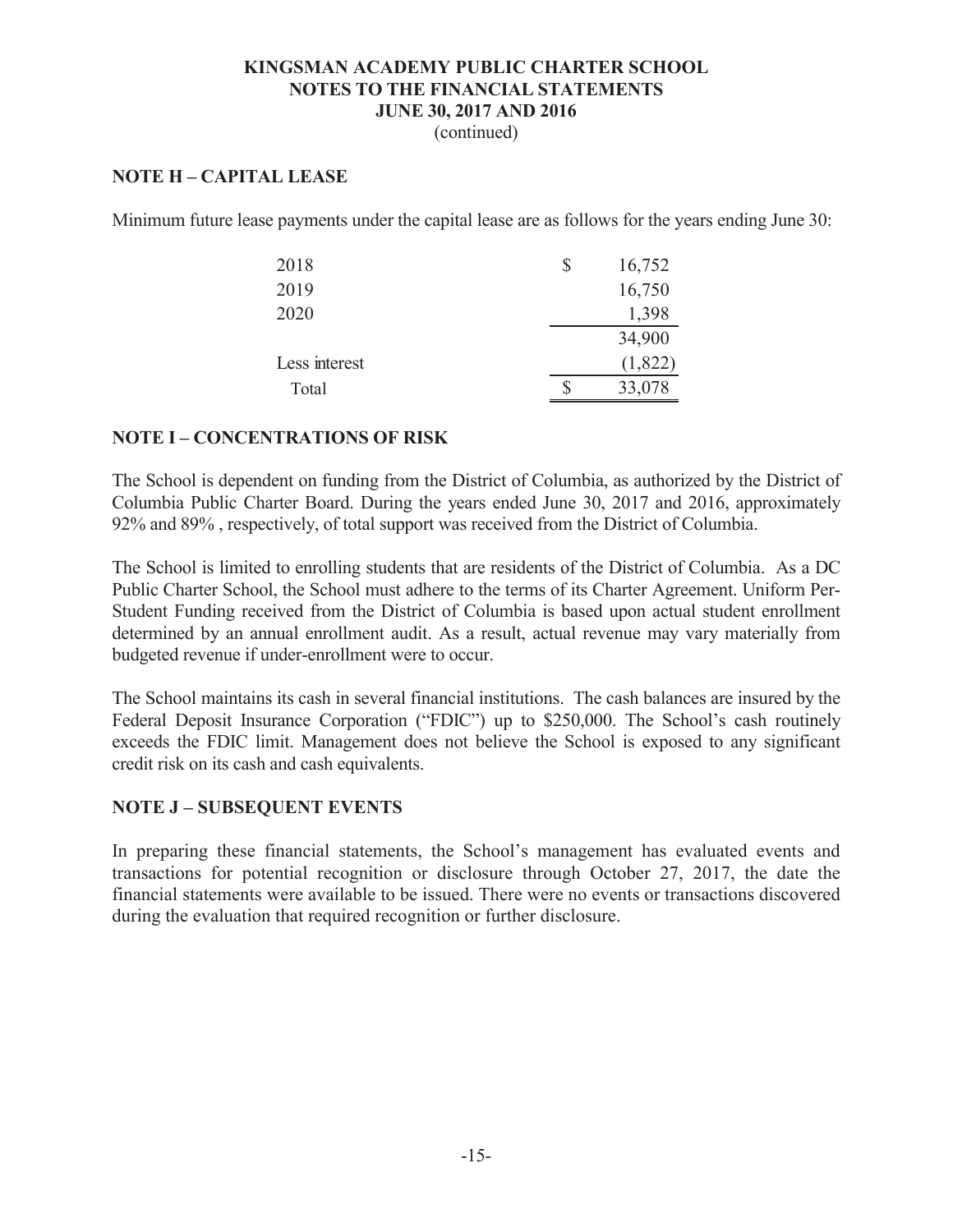**KINGSMAN ACADEMY PUBLIC CHARTER SCHOOL**
**NOTES TO THE FINANCIAL STATEMENTS**
**JUNE 30, 2017 AND 2016**
(continued)

## NOTE H – CAPITAL LEASE

Minimum future lease payments under the capital lease are as follows for the years ending June 30:

| | |
|---|---|
| 2018 | $ 16,752 |
| 2019 | 16,750 |
| 2020 | 1,398 |
| | 34,900 |
| Less interest | (1,822) |
| Total | $ 33,078 |

## NOTE I – CONCENTRATIONS OF RISK

The School is dependent on funding from the District of Columbia, as authorized by the District of Columbia Public Charter Board. During the years ended June 30, 2017 and 2016, approximately 92% and 89% , respectively, of total support was received from the District of Columbia.

The School is limited to enrolling students that are residents of the District of Columbia. As a DC Public Charter School, the School must adhere to the terms of its Charter Agreement. Uniform Per-Student Funding received from the District of Columbia is based upon actual student enrollment determined by an annual enrollment audit. As a result, actual revenue may vary materially from budgeted revenue if under-enrollment were to occur.

The School maintains its cash in several financial institutions. The cash balances are insured by the Federal Deposit Insurance Corporation ("FDIC") up to $250,000. The School's cash routinely exceeds the FDIC limit. Management does not believe the School is exposed to any significant credit risk on its cash and cash equivalents.

## NOTE J – SUBSEQUENT EVENTS

In preparing these financial statements, the School's management has evaluated events and transactions for potential recognition or disclosure through October 27, 2017, the date the financial statements were available to be issued. There were no events or transactions discovered during the evaluation that required recognition or further disclosure.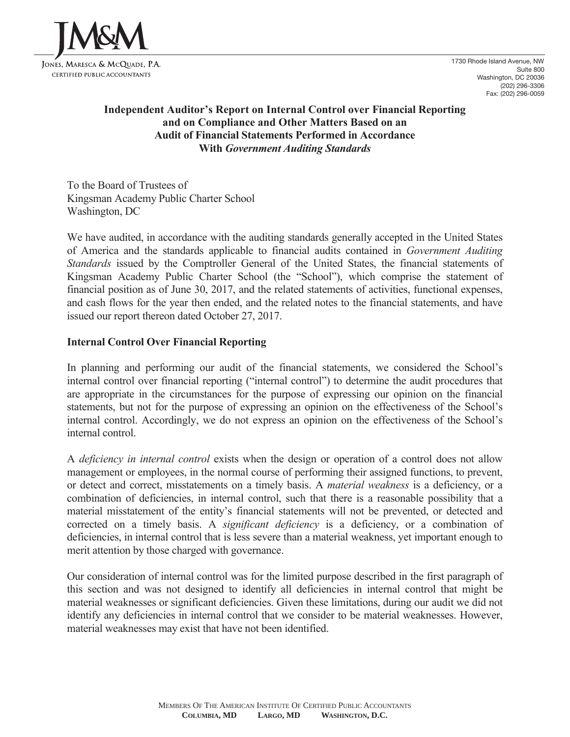JM&M

JONES, MARESCA & MCQUADE, P.A.
CERTIFIED PUBLIC ACCOUNTANTS

1730 Rhode Island Avenue, NW
Suite 800
Washington, DC 20036
(202) 296-3306
Fax: (202) 296-0059

## Independent Auditor's Report on Internal Control over Financial Reporting and on Compliance and Other Matters Based on an Audit of Financial Statements Performed in Accordance With *Government Auditing Standards*

To the Board of Trustees of
Kingsman Academy Public Charter School
Washington, DC

We have audited, in accordance with the auditing standards generally accepted in the United States of America and the standards applicable to financial audits contained in *Government Auditing Standards* issued by the Comptroller General of the United States, the financial statements of Kingsman Academy Public Charter School (the "School"), which comprise the statement of financial position as of June 30, 2017, and the related statements of activities, functional expenses, and cash flows for the year then ended, and the related notes to the financial statements, and have issued our report thereon dated October 27, 2017.

### Internal Control Over Financial Reporting

In planning and performing our audit of the financial statements, we considered the School's internal control over financial reporting ("internal control") to determine the audit procedures that are appropriate in the circumstances for the purpose of expressing our opinion on the financial statements, but not for the purpose of expressing an opinion on the effectiveness of the School's internal control. Accordingly, we do not express an opinion on the effectiveness of the School's internal control.

A *deficiency in internal control* exists when the design or operation of a control does not allow management or employees, in the normal course of performing their assigned functions, to prevent, or detect and correct, misstatements on a timely basis. A *material weakness* is a deficiency, or a combination of deficiencies, in internal control, such that there is a reasonable possibility that a material misstatement of the entity's financial statements will not be prevented, or detected and corrected on a timely basis. A *significant deficiency* is a deficiency, or a combination of deficiencies, in internal control that is less severe than a material weakness, yet important enough to merit attention by those charged with governance.

Our consideration of internal control was for the limited purpose described in the first paragraph of this section and was not designed to identify all deficiencies in internal control that might be material weaknesses or significant deficiencies. Given these limitations, during our audit we did not identify any deficiencies in internal control that we consider to be material weaknesses. However, material weaknesses may exist that have not been identified.

MEMBERS OF THE AMERICAN INSTITUTE OF CERTIFIED PUBLIC ACCOUNTANTS
**COLUMBIA, MD LARGO, MD WASHINGTON, D.C.**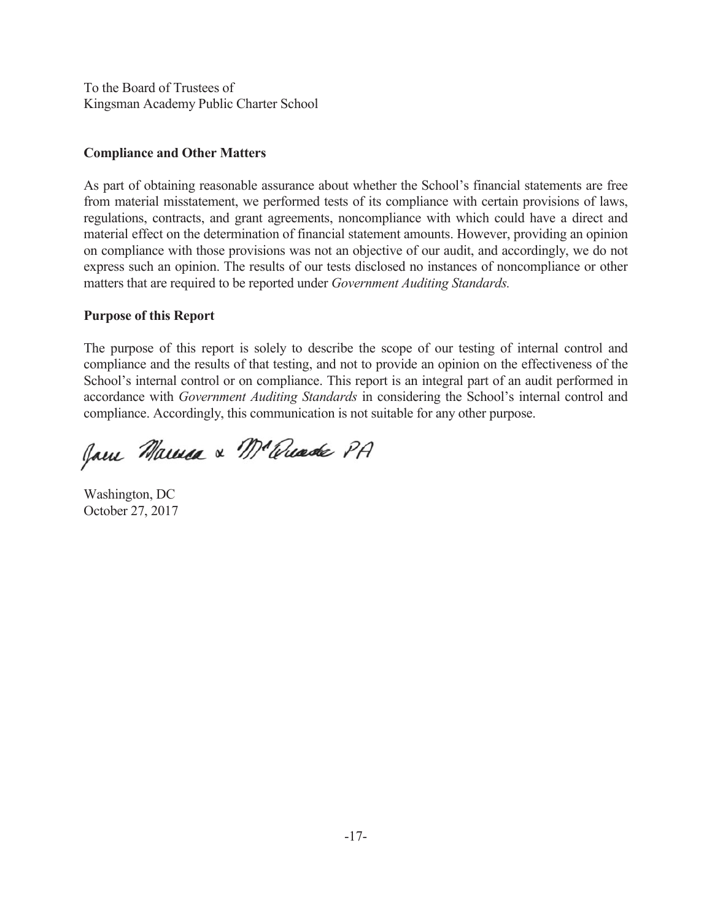To the Board of Trustees of
Kingsman Academy Public Charter School

**Compliance and Other Matters**

As part of obtaining reasonable assurance about whether the School's financial statements are free from material misstatement, we performed tests of its compliance with certain provisions of laws, regulations, contracts, and grant agreements, noncompliance with which could have a direct and material effect on the determination of financial statement amounts. However, providing an opinion on compliance with those provisions was not an objective of our audit, and accordingly, we do not express such an opinion. The results of our tests disclosed no instances of noncompliance or other matters that are required to be reported under *Government Auditing Standards.*

**Purpose of this Report**

The purpose of this report is solely to describe the scope of our testing of internal control and compliance and the results of that testing, and not to provide an opinion on the effectiveness of the School's internal control or on compliance. This report is an integral part of an audit performed in accordance with *Government Auditing Standards* in considering the School's internal control and compliance. Accordingly, this communication is not suitable for any other purpose.

Jane Marcus & McQuade PA

Washington, DC
October 27, 2017